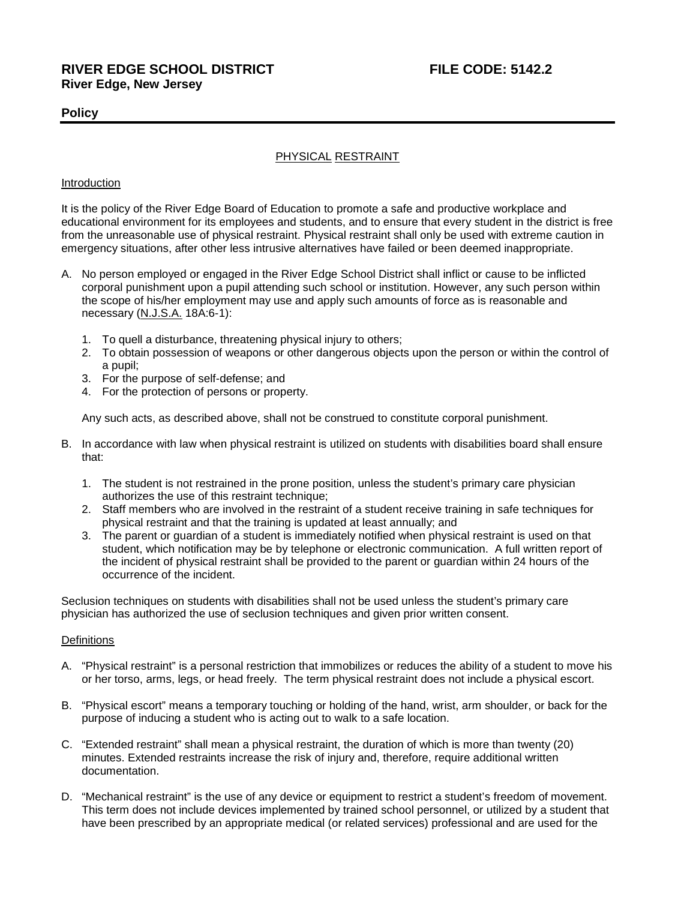**RIVER EDGE SCHOOL DISTRICT** **FILE CODE: 5142.2**
**River Edge, New Jersey**

## Policy

### PHYSICAL RESTRAINT

Introduction

It is the policy of the River Edge Board of Education to promote a safe and productive workplace and educational environment for its employees and students, and to ensure that every student in the district is free from the unreasonable use of physical restraint. Physical restraint shall only be used with extreme caution in emergency situations, after other less intrusive alternatives have failed or been deemed inappropriate.

A. No person employed or engaged in the River Edge School District shall inflict or cause to be inflicted corporal punishment upon a pupil attending such school or institution. However, any such person within the scope of his/her employment may use and apply such amounts of force as is reasonable and necessary (N.J.S.A. 18A:6-1):

   1. To quell a disturbance, threatening physical injury to others;
   2. To obtain possession of weapons or other dangerous objects upon the person or within the control of a pupil;
   3. For the purpose of self-defense; and
   4. For the protection of persons or property.

   Any such acts, as described above, shall not be construed to constitute corporal punishment.

B. In accordance with law when physical restraint is utilized on students with disabilities board shall ensure that:

   1. The student is not restrained in the prone position, unless the student's primary care physician authorizes the use of this restraint technique;
   2. Staff members who are involved in the restraint of a student receive training in safe techniques for physical restraint and that the training is updated at least annually; and
   3. The parent or guardian of a student is immediately notified when physical restraint is used on that student, which notification may be by telephone or electronic communication. A full written report of the incident of physical restraint shall be provided to the parent or guardian within 24 hours of the occurrence of the incident.

Seclusion techniques on students with disabilities shall not be used unless the student's primary care physician has authorized the use of seclusion techniques and given prior written consent.

Definitions

A. "Physical restraint" is a personal restriction that immobilizes or reduces the ability of a student to move his or her torso, arms, legs, or head freely. The term physical restraint does not include a physical escort.

B. "Physical escort" means a temporary touching or holding of the hand, wrist, arm shoulder, or back for the purpose of inducing a student who is acting out to walk to a safe location.

C. "Extended restraint" shall mean a physical restraint, the duration of which is more than twenty (20) minutes. Extended restraints increase the risk of injury and, therefore, require additional written documentation.

D. "Mechanical restraint" is the use of any device or equipment to restrict a student's freedom of movement. This term does not include devices implemented by trained school personnel, or utilized by a student that have been prescribed by an appropriate medical (or related services) professional and are used for the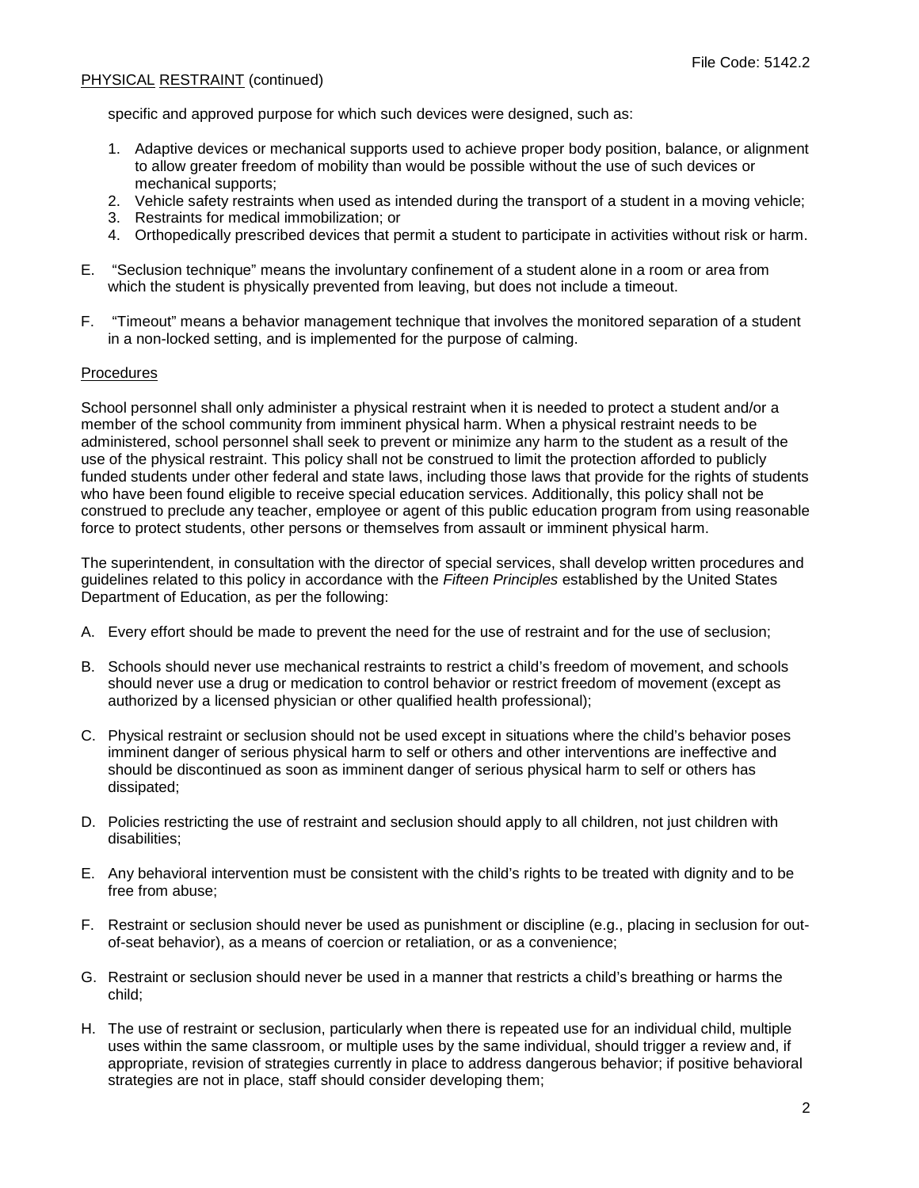specific and approved purpose for which such devices were designed, such as:

1. Adaptive devices or mechanical supports used to achieve proper body position, balance, or alignment to allow greater freedom of mobility than would be possible without the use of such devices or mechanical supports;
2. Vehicle safety restraints when used as intended during the transport of a student in a moving vehicle;
3. Restraints for medical immobilization; or
4. Orthopedically prescribed devices that permit a student to participate in activities without risk or harm.

E. "Seclusion technique" means the involuntary confinement of a student alone in a room or area from which the student is physically prevented from leaving, but does not include a timeout.

F. "Timeout" means a behavior management technique that involves the monitored separation of a student in a non-locked setting, and is implemented for the purpose of calming.

## Procedures

School personnel shall only administer a physical restraint when it is needed to protect a student and/or a member of the school community from imminent physical harm. When a physical restraint needs to be administered, school personnel shall seek to prevent or minimize any harm to the student as a result of the use of the physical restraint. This policy shall not be construed to limit the protection afforded to publicly funded students under other federal and state laws, including those laws that provide for the rights of students who have been found eligible to receive special education services. Additionally, this policy shall not be construed to preclude any teacher, employee or agent of this public education program from using reasonable force to protect students, other persons or themselves from assault or imminent physical harm.

The superintendent, in consultation with the director of special services, shall develop written procedures and guidelines related to this policy in accordance with the *Fifteen Principles* established by the United States Department of Education, as per the following:

A. Every effort should be made to prevent the need for the use of restraint and for the use of seclusion;

B. Schools should never use mechanical restraints to restrict a child's freedom of movement, and schools should never use a drug or medication to control behavior or restrict freedom of movement (except as authorized by a licensed physician or other qualified health professional);

C. Physical restraint or seclusion should not be used except in situations where the child's behavior poses imminent danger of serious physical harm to self or others and other interventions are ineffective and should be discontinued as soon as imminent danger of serious physical harm to self or others has dissipated;

D. Policies restricting the use of restraint and seclusion should apply to all children, not just children with disabilities;

E. Any behavioral intervention must be consistent with the child's rights to be treated with dignity and to be free from abuse;

F. Restraint or seclusion should never be used as punishment or discipline (e.g., placing in seclusion for out-of-seat behavior), as a means of coercion or retaliation, or as a convenience;

G. Restraint or seclusion should never be used in a manner that restricts a child's breathing or harms the child;

H. The use of restraint or seclusion, particularly when there is repeated use for an individual child, multiple uses within the same classroom, or multiple uses by the same individual, should trigger a review and, if appropriate, revision of strategies currently in place to address dangerous behavior; if positive behavioral strategies are not in place, staff should consider developing them;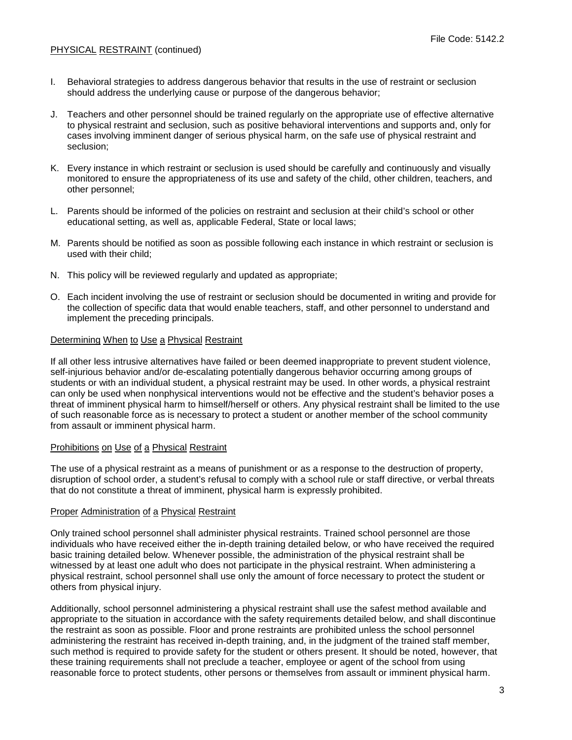I. Behavioral strategies to address dangerous behavior that results in the use of restraint or seclusion should address the underlying cause or purpose of the dangerous behavior;

J. Teachers and other personnel should be trained regularly on the appropriate use of effective alternative to physical restraint and seclusion, such as positive behavioral interventions and supports and, only for cases involving imminent danger of serious physical harm, on the safe use of physical restraint and seclusion;

K. Every instance in which restraint or seclusion is used should be carefully and continuously and visually monitored to ensure the appropriateness of its use and safety of the child, other children, teachers, and other personnel;

L. Parents should be informed of the policies on restraint and seclusion at their child's school or other educational setting, as well as, applicable Federal, State or local laws;

M. Parents should be notified as soon as possible following each instance in which restraint or seclusion is used with their child;

N. This policy will be reviewed regularly and updated as appropriate;

O. Each incident involving the use of restraint or seclusion should be documented in writing and provide for the collection of specific data that would enable teachers, staff, and other personnel to understand and implement the preceding principals.

## Determining When to Use a Physical Restraint

If all other less intrusive alternatives have failed or been deemed inappropriate to prevent student violence, self-injurious behavior and/or de-escalating potentially dangerous behavior occurring among groups of students or with an individual student, a physical restraint may be used. In other words, a physical restraint can only be used when nonphysical interventions would not be effective and the student's behavior poses a threat of imminent physical harm to himself/herself or others. Any physical restraint shall be limited to the use of such reasonable force as is necessary to protect a student or another member of the school community from assault or imminent physical harm.

## Prohibitions on Use of a Physical Restraint

The use of a physical restraint as a means of punishment or as a response to the destruction of property, disruption of school order, a student's refusal to comply with a school rule or staff directive, or verbal threats that do not constitute a threat of imminent, physical harm is expressly prohibited.

## Proper Administration of a Physical Restraint

Only trained school personnel shall administer physical restraints. Trained school personnel are those individuals who have received either the in-depth training detailed below, or who have received the required basic training detailed below. Whenever possible, the administration of the physical restraint shall be witnessed by at least one adult who does not participate in the physical restraint. When administering a physical restraint, school personnel shall use only the amount of force necessary to protect the student or others from physical injury.

Additionally, school personnel administering a physical restraint shall use the safest method available and appropriate to the situation in accordance with the safety requirements detailed below, and shall discontinue the restraint as soon as possible. Floor and prone restraints are prohibited unless the school personnel administering the restraint has received in-depth training, and, in the judgment of the trained staff member, such method is required to provide safety for the student or others present. It should be noted, however, that these training requirements shall not preclude a teacher, employee or agent of the school from using reasonable force to protect students, other persons or themselves from assault or imminent physical harm.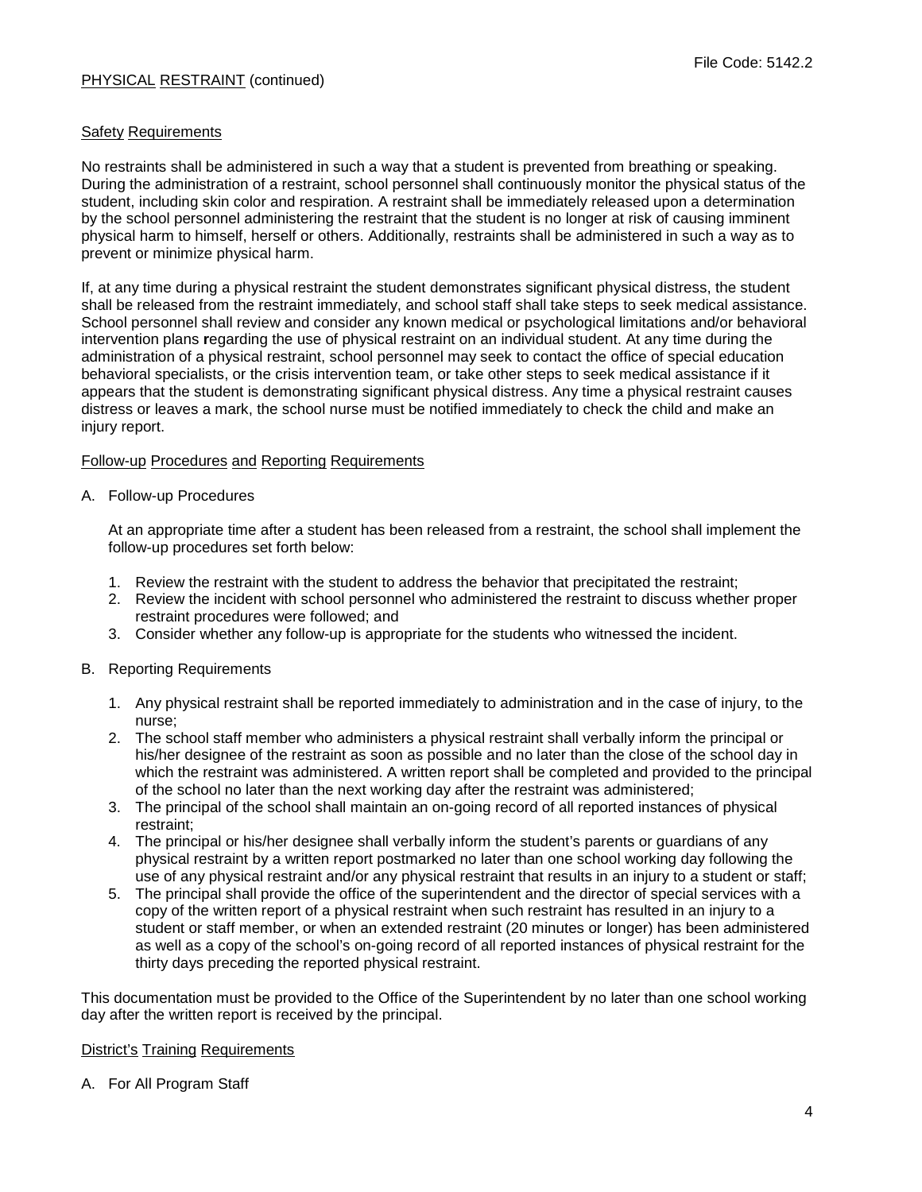## Safety Requirements

No restraints shall be administered in such a way that a student is prevented from breathing or speaking. During the administration of a restraint, school personnel shall continuously monitor the physical status of the student, including skin color and respiration. A restraint shall be immediately released upon a determination by the school personnel administering the restraint that the student is no longer at risk of causing imminent physical harm to himself, herself or others. Additionally, restraints shall be administered in such a way as to prevent or minimize physical harm.

If, at any time during a physical restraint the student demonstrates significant physical distress, the student shall be released from the restraint immediately, and school staff shall take steps to seek medical assistance. School personnel shall review and consider any known medical or psychological limitations and/or behavioral intervention plans regarding the use of physical restraint on an individual student. At any time during the administration of a physical restraint, school personnel may seek to contact the office of special education behavioral specialists, or the crisis intervention team, or take other steps to seek medical assistance if it appears that the student is demonstrating significant physical distress. Any time a physical restraint causes distress or leaves a mark, the school nurse must be notified immediately to check the child and make an injury report.

## Follow-up Procedures and Reporting Requirements

A. Follow-up Procedures

At an appropriate time after a student has been released from a restraint, the school shall implement the follow-up procedures set forth below:

1. Review the restraint with the student to address the behavior that precipitated the restraint;
2. Review the incident with school personnel who administered the restraint to discuss whether proper restraint procedures were followed; and
3. Consider whether any follow-up is appropriate for the students who witnessed the incident.

B. Reporting Requirements

1. Any physical restraint shall be reported immediately to administration and in the case of injury, to the nurse;
2. The school staff member who administers a physical restraint shall verbally inform the principal or his/her designee of the restraint as soon as possible and no later than the close of the school day in which the restraint was administered. A written report shall be completed and provided to the principal of the school no later than the next working day after the restraint was administered;
3. The principal of the school shall maintain an on-going record of all reported instances of physical restraint;
4. The principal or his/her designee shall verbally inform the student's parents or guardians of any physical restraint by a written report postmarked no later than one school working day following the use of any physical restraint and/or any physical restraint that results in an injury to a student or staff;
5. The principal shall provide the office of the superintendent and the director of special services with a copy of the written report of a physical restraint when such restraint has resulted in an injury to a student or staff member, or when an extended restraint (20 minutes or longer) has been administered as well as a copy of the school's on-going record of all reported instances of physical restraint for the thirty days preceding the reported physical restraint.

This documentation must be provided to the Office of the Superintendent by no later than one school working day after the written report is received by the principal.

## District's Training Requirements

A. For All Program Staff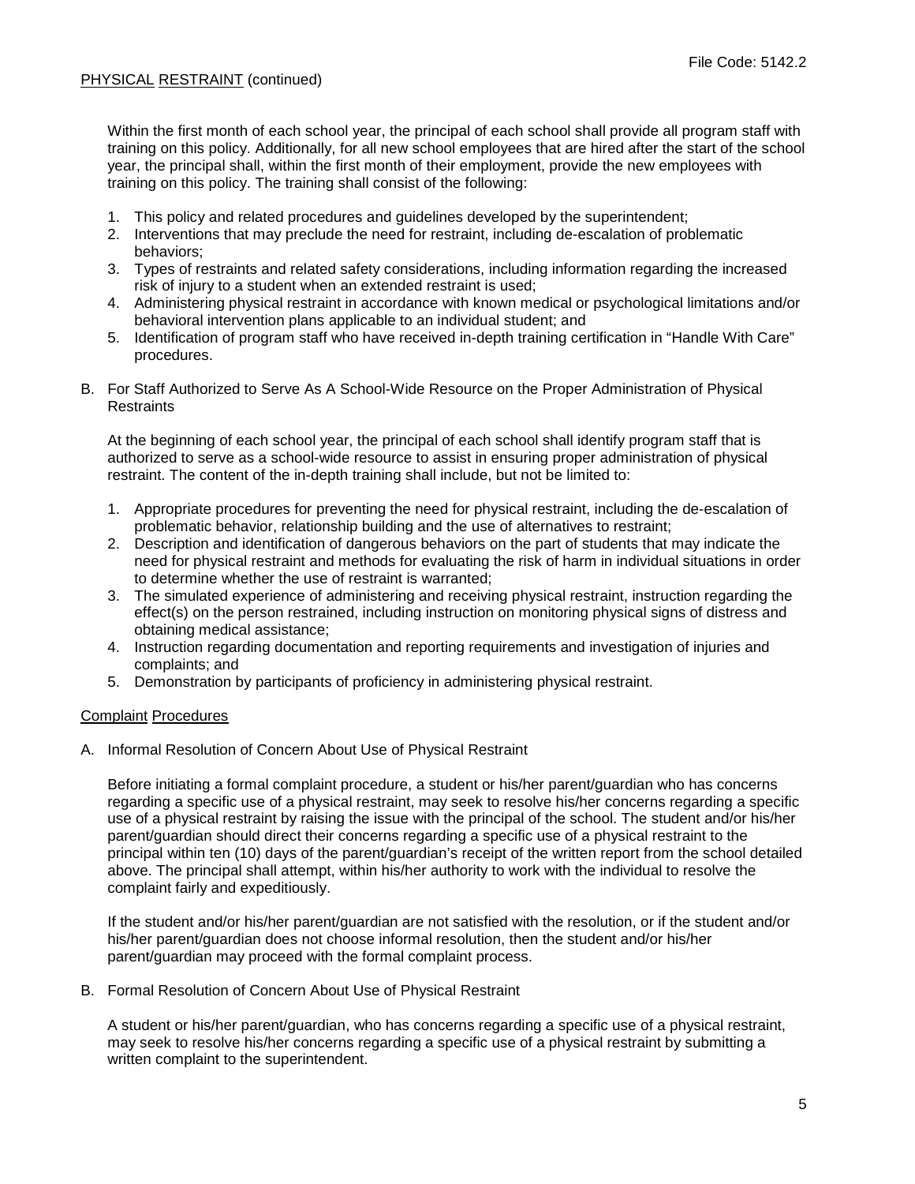Within the first month of each school year, the principal of each school shall provide all program staff with training on this policy. Additionally, for all new school employees that are hired after the start of the school year, the principal shall, within the first month of their employment, provide the new employees with training on this policy. The training shall consist of the following:

1. This policy and related procedures and guidelines developed by the superintendent;
2. Interventions that may preclude the need for restraint, including de-escalation of problematic behaviors;
3. Types of restraints and related safety considerations, including information regarding the increased risk of injury to a student when an extended restraint is used;
4. Administering physical restraint in accordance with known medical or psychological limitations and/or behavioral intervention plans applicable to an individual student; and
5. Identification of program staff who have received in-depth training certification in "Handle With Care" procedures.

B. For Staff Authorized to Serve As A School-Wide Resource on the Proper Administration of Physical Restraints

At the beginning of each school year, the principal of each school shall identify program staff that is authorized to serve as a school-wide resource to assist in ensuring proper administration of physical restraint. The content of the in-depth training shall include, but not be limited to:

1. Appropriate procedures for preventing the need for physical restraint, including the de-escalation of problematic behavior, relationship building and the use of alternatives to restraint;
2. Description and identification of dangerous behaviors on the part of students that may indicate the need for physical restraint and methods for evaluating the risk of harm in individual situations in order to determine whether the use of restraint is warranted;
3. The simulated experience of administering and receiving physical restraint, instruction regarding the effect(s) on the person restrained, including instruction on monitoring physical signs of distress and obtaining medical assistance;
4. Instruction regarding documentation and reporting requirements and investigation of injuries and complaints; and
5. Demonstration by participants of proficiency in administering physical restraint.

## Complaint Procedures

A. Informal Resolution of Concern About Use of Physical Restraint

Before initiating a formal complaint procedure, a student or his/her parent/guardian who has concerns regarding a specific use of a physical restraint, may seek to resolve his/her concerns regarding a specific use of a physical restraint by raising the issue with the principal of the school. The student and/or his/her parent/guardian should direct their concerns regarding a specific use of a physical restraint to the principal within ten (10) days of the parent/guardian's receipt of the written report from the school detailed above. The principal shall attempt, within his/her authority to work with the individual to resolve the complaint fairly and expeditiously.

If the student and/or his/her parent/guardian are not satisfied with the resolution, or if the student and/or his/her parent/guardian does not choose informal resolution, then the student and/or his/her parent/guardian may proceed with the formal complaint process.

B. Formal Resolution of Concern About Use of Physical Restraint

A student or his/her parent/guardian, who has concerns regarding a specific use of a physical restraint, may seek to resolve his/her concerns regarding a specific use of a physical restraint by submitting a written complaint to the superintendent.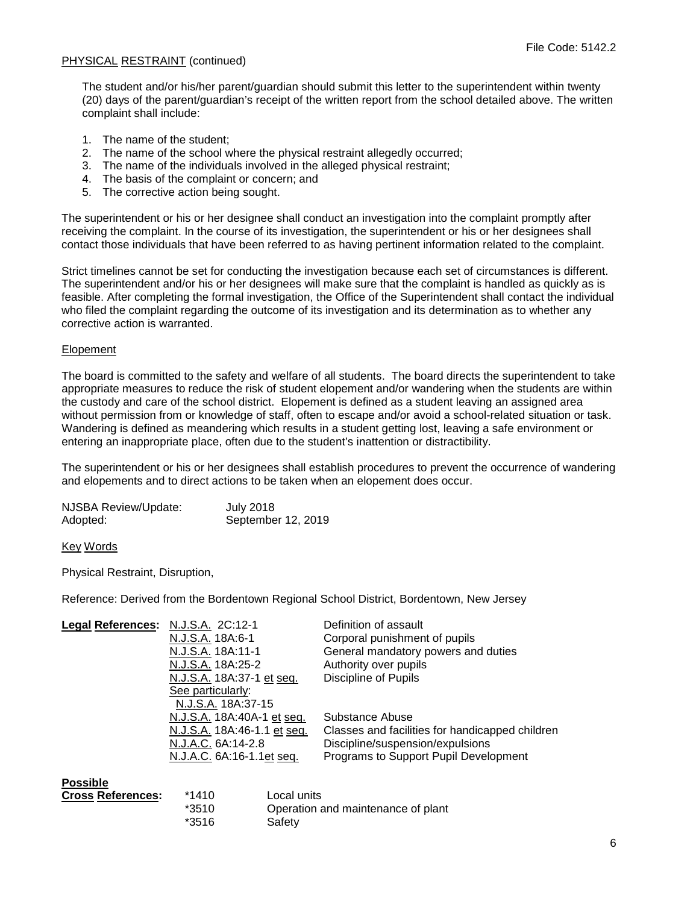PHYSICAL RESTRAINT (continued)

The student and/or his/her parent/guardian should submit this letter to the superintendent within twenty (20) days of the parent/guardian's receipt of the written report from the school detailed above. The written complaint shall include:

1. The name of the student;
2. The name of the school where the physical restraint allegedly occurred;
3. The name of the individuals involved in the alleged physical restraint;
4. The basis of the complaint or concern; and
5. The corrective action being sought.

The superintendent or his or her designee shall conduct an investigation into the complaint promptly after receiving the complaint. In the course of its investigation, the superintendent or his or her designees shall contact those individuals that have been referred to as having pertinent information related to the complaint.

Strict timelines cannot be set for conducting the investigation because each set of circumstances is different. The superintendent and/or his or her designees will make sure that the complaint is handled as quickly as is feasible. After completing the formal investigation, the Office of the Superintendent shall contact the individual who filed the complaint regarding the outcome of its investigation and its determination as to whether any corrective action is warranted.

Elopement

The board is committed to the safety and welfare of all students. The board directs the superintendent to take appropriate measures to reduce the risk of student elopement and/or wandering when the students are within the custody and care of the school district. Elopement is defined as a student leaving an assigned area without permission from or knowledge of staff, often to escape and/or avoid a school-related situation or task. Wandering is defined as meandering which results in a student getting lost, leaving a safe environment or entering an inappropriate place, often due to the student's inattention or distractibility.

The superintendent or his or her designees shall establish procedures to prevent the occurrence of wandering and elopements and to direct actions to be taken when an elopement does occur.

NJSBA Review/Update: July 2018
Adopted: September 12, 2019

Key Words

Physical Restraint, Disruption,

Reference: Derived from the Bordentown Regional School District, Bordentown, New Jersey

**Legal References:**

| | |
|---|---|
| N.J.S.A. 2C:12-1 | Definition of assault |
| N.J.S.A. 18A:6-1 | Corporal punishment of pupils |
| N.J.S.A. 18A:11-1 | General mandatory powers and duties |
| N.J.S.A. 18A:25-2 | Authority over pupils |
| N.J.S.A. 18A:37-1 et seq. | Discipline of Pupils |
| See particularly: N.J.S.A. 18A:37-15 | |
| N.J.S.A. 18A:40A-1 et seq. | Substance Abuse |
| N.J.S.A. 18A:46-1.1 et seq. | Classes and facilities for handicapped children |
| N.J.A.C. 6A:14-2.8 | Discipline/suspension/expulsions |
| N.J.A.C. 6A:16-1.1et seq. | Programs to Support Pupil Development |

**Possible Cross References:**

| | |
|---|---|
| *1410 | Local units |
| *3510 | Operation and maintenance of plant |
| *3516 | Safety |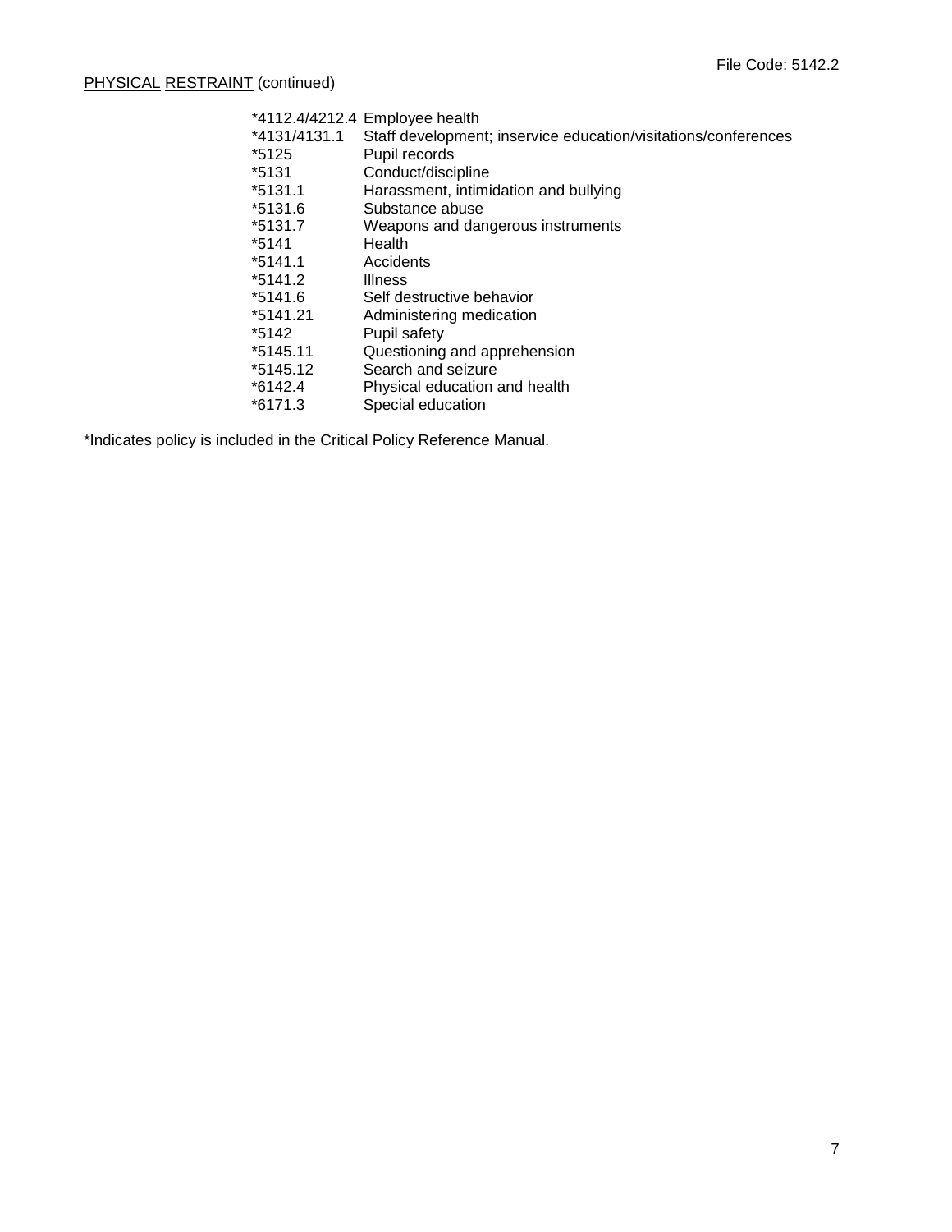PHYSICAL RESTRAINT (continued)

| | |
|---|---|
| *4112.4/4212.4 | Employee health |
| *4131/4131.1 | Staff development; inservice education/visitations/conferences |
| *5125 | Pupil records |
| *5131 | Conduct/discipline |
| *5131.1 | Harassment, intimidation and bullying |
| *5131.6 | Substance abuse |
| *5131.7 | Weapons and dangerous instruments |
| *5141 | Health |
| *5141.1 | Accidents |
| *5141.2 | Illness |
| *5141.6 | Self destructive behavior |
| *5141.21 | Administering medication |
| *5142 | Pupil safety |
| *5145.11 | Questioning and apprehension |
| *5145.12 | Search and seizure |
| *6142.4 | Physical education and health |
| *6171.3 | Special education |

*Indicates policy is included in the Critical Policy Reference Manual.